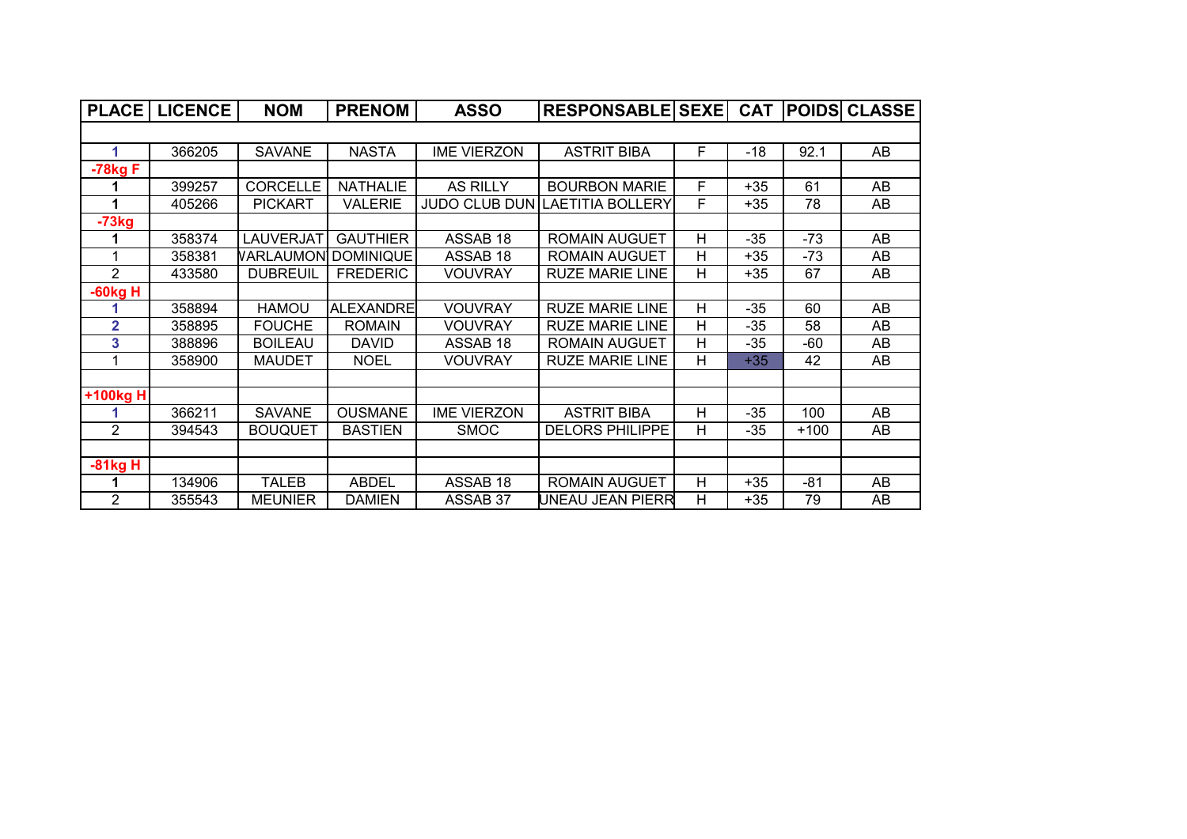| PLACE | LICENCE | NOM | PRENOM | ASSO | RESPONSABLE | SEXE | CAT | POIDS | CLASSE |
|---|---|---|---|---|---|---|---|---|---|
| | | | | | | | | | |
| 1 | 366205 | SAVANE | NASTA | IME VIERZON | ASTRIT BIBA | F | -18 | 92.1 | AB |
| -78kg F | | | | | | | | | |
| 1 | 399257 | CORCELLE | NATHALIE | AS RILLY | BOURBON MARIE | F | +35 | 61 | AB |
| 1 | 405266 | PICKART | VALERIE | JUDO CLUB DUN | LAETITIA BOLLERY | F | +35 | 78 | AB |
| -73kg | | | | | | | | | |
| 1 | 358374 | LAUVERJAT | GAUTHIER | ASSAB 18 | ROMAIN AUGUET | H | -35 | -73 | AB |
| 1 | 358381 | VARLAUMON | DOMINIQUE | ASSAB 18 | ROMAIN AUGUET | H | +35 | -73 | AB |
| 2 | 433580 | DUBREUIL | FREDERIC | VOUVRAY | RUZE MARIE LINE | H | +35 | 67 | AB |
| -60kg H | | | | | | | | | |
| 1 | 358894 | HAMOU | ALEXANDRE | VOUVRAY | RUZE MARIE LINE | H | -35 | 60 | AB |
| 2 | 358895 | FOUCHE | ROMAIN | VOUVRAY | RUZE MARIE LINE | H | -35 | 58 | AB |
| 3 | 388896 | BOILEAU | DAVID | ASSAB 18 | ROMAIN AUGUET | H | -35 | -60 | AB |
| 1 | 358900 | MAUDET | NOEL | VOUVRAY | RUZE MARIE LINE | H | +35 | 42 | AB |
| | | | | | | | | | |
| +100kg H | | | | | | | | | |
| 1 | 366211 | SAVANE | OUSMANE | IME VIERZON | ASTRIT BIBA | H | -35 | 100 | AB |
| 2 | 394543 | BOUQUET | BASTIEN | SMOC | DELORS PHILIPPE | H | -35 | +100 | AB |
| | | | | | | | | | |
| -81kg H | | | | | | | | | |
| 1 | 134906 | TALEB | ABDEL | ASSAB 18 | ROMAIN AUGUET | H | +35 | -81 | AB |
| 2 | 355543 | MEUNIER | DAMIEN | ASSAB 37 | UNEAU JEAN PIERR | H | +35 | 79 | AB |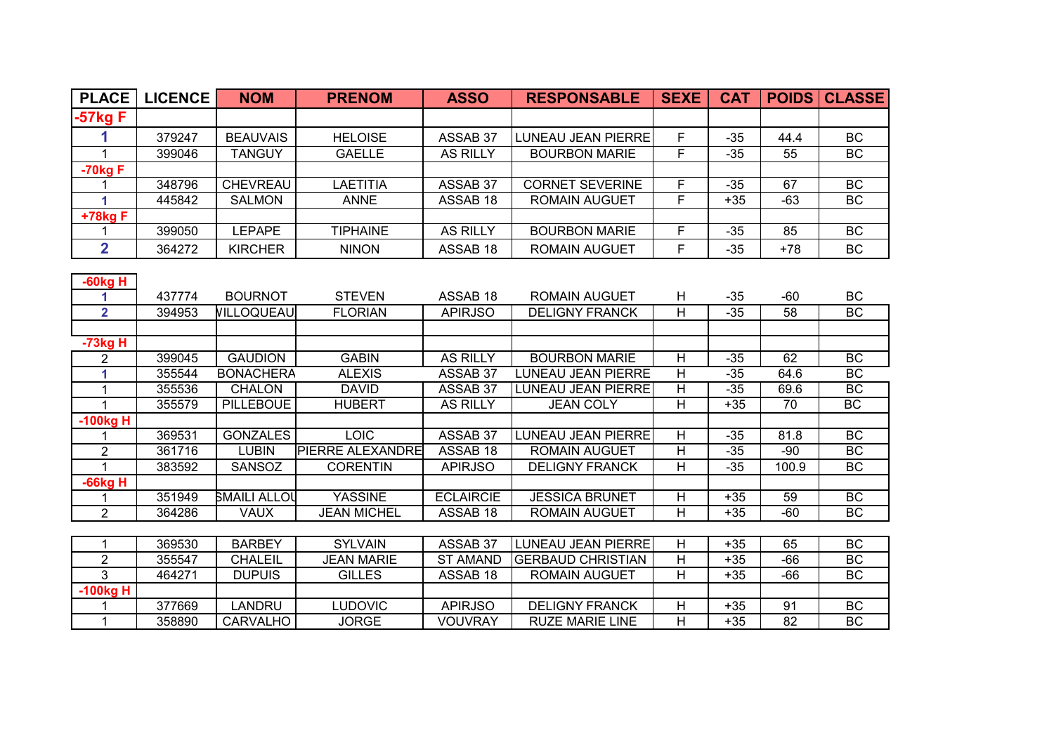| PLACE | LICENCE | NOM | PRENOM | ASSO | RESPONSABLE | SEXE | CAT | POIDS | CLASSE |
|---|---|---|---|---|---|---|---|---|---|
| **-57kg F** | | | | | | | | | |
| 1 | 379247 | BEAUVAIS | HELOISE | ASSAB 37 | LUNEAU JEAN PIERRE | F | -35 | 44.4 | BC |
| 1 | 399046 | TANGUY | GAELLE | AS RILLY | BOURBON MARIE | F | -35 | 55 | BC |
| **-70kg F** | | | | | | | | | |
| 1 | 348796 | CHEVREAU | LAETITIA | ASSAB 37 | CORNET SEVERINE | F | -35 | 67 | BC |
| 1 | 445842 | SALMON | ANNE | ASSAB 18 | ROMAIN AUGUET | F | +35 | -63 | BC |
| **+78kg F** | | | | | | | | | |
| 1 | 399050 | LEPAPE | TIPHAINE | AS RILLY | BOURBON MARIE | F | -35 | 85 | BC |
| 2 | 364272 | KIRCHER | NINON | ASSAB 18 | ROMAIN AUGUET | F | -35 | +78 | BC |
| **-60kg H** | | | | | | | | | |
| 1 | 437774 | BOURNOT | STEVEN | ASSAB 18 | ROMAIN AUGUET | H | -35 | -60 | BC |
| 2 | 394953 | VILLOQUEAU | FLORIAN | APIRJSO | DELIGNY FRANCK | H | -35 | 58 | BC |
| | | | | | | | | | |
| **-73kg H** | | | | | | | | | |
| 2 | 399045 | GAUDION | GABIN | AS RILLY | BOURBON MARIE | H | -35 | 62 | BC |
| 1 | 355544 | BONACHERA | ALEXIS | ASSAB 37 | LUNEAU JEAN PIERRE | H | -35 | 64.6 | BC |
| 1 | 355536 | CHALON | DAVID | ASSAB 37 | LUNEAU JEAN PIERRE | H | -35 | 69.6 | BC |
| 1 | 355579 | PILLEBOUE | HUBERT | AS RILLY | JEAN COLY | H | +35 | 70 | BC |
| **-100kg H** | | | | | | | | | |
| 1 | 369531 | GONZALES | LOIC | ASSAB 37 | LUNEAU JEAN PIERRE | H | -35 | 81.8 | BC |
| 2 | 361716 | LUBIN | PIERRE ALEXANDRE | ASSAB 18 | ROMAIN AUGUET | H | -35 | -90 | BC |
| 1 | 383592 | SANSOZ | CORENTIN | APIRJSO | DELIGNY FRANCK | H | -35 | 100.9 | BC |
| **-66kg H** | | | | | | | | | |
| 1 | 351949 | SMAILI ALLOU | YASSINE | ECLAIRCIE | JESSICA BRUNET | H | +35 | 59 | BC |
| 2 | 364286 | VAUX | JEAN MICHEL | ASSAB 18 | ROMAIN AUGUET | H | +35 | -60 | BC |
| 1 | 369530 | BARBEY | SYLVAIN | ASSAB 37 | LUNEAU JEAN PIERRE | H | +35 | 65 | BC |
| 2 | 355547 | CHALEIL | JEAN MARIE | ST AMAND | GERBAUD CHRISTIAN | H | +35 | -66 | BC |
| 3 | 464271 | DUPUIS | GILLES | ASSAB 18 | ROMAIN AUGUET | H | +35 | -66 | BC |
| **-100kg H** | | | | | | | | | |
| 1 | 377669 | LANDRU | LUDOVIC | APIRJSO | DELIGNY FRANCK | H | +35 | 91 | BC |
| 1 | 358890 | CARVALHO | JORGE | VOUVRAY | RUZE MARIE LINE | H | +35 | 82 | BC |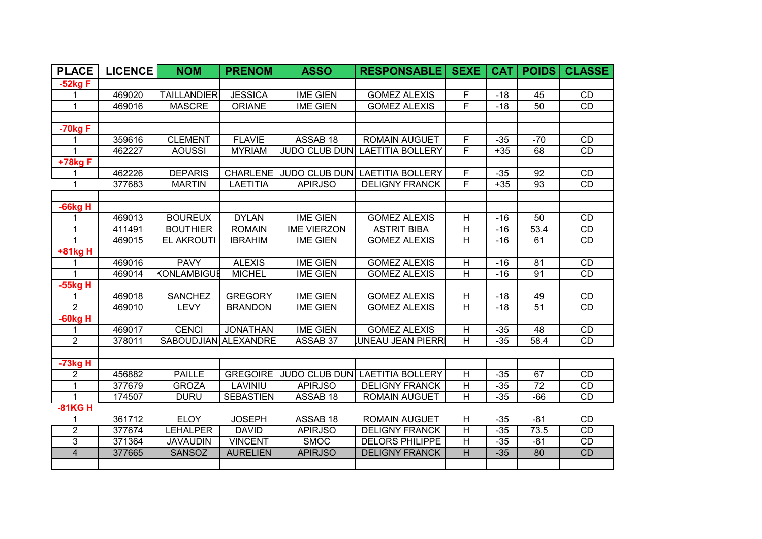| PLACE | LICENCE | NOM | PRENOM | ASSO | RESPONSABLE | SEXE | CAT | POIDS | CLASSE |
|---|---|---|---|---|---|---|---|---|---|
| **-52kg F** | | | | | | | | | |
| 1 | 469020 | TAILLANDIER | JESSICA | IME GIEN | GOMEZ ALEXIS | F | -18 | 45 | CD |
| 1 | 469016 | MASCRE | ORIANE | IME GIEN | GOMEZ ALEXIS | F | -18 | 50 | CD |
| | | | | | | | | | |
| **-70kg F** | | | | | | | | | |
| 1 | 359616 | CLEMENT | FLAVIE | ASSAB 18 | ROMAIN AUGUET | F | -35 | -70 | CD |
| 1 | 462227 | AOUSSI | MYRIAM | JUDO CLUB DUN | LAETITIA BOLLERY | F | +35 | 68 | CD |
| **+78kg F** | | | | | | | | | |
| 1 | 462226 | DEPARIS | CHARLENE | JUDO CLUB DUN | LAETITIA BOLLERY | F | -35 | 92 | CD |
| 1 | 377683 | MARTIN | LAETITIA | APIRJSO | DELIGNY FRANCK | F | +35 | 93 | CD |
| | | | | | | | | | |
| **-66kg H** | | | | | | | | | |
| 1 | 469013 | BOUREUX | DYLAN | IME GIEN | GOMEZ ALEXIS | H | -16 | 50 | CD |
| 1 | 411491 | BOUTHIER | ROMAIN | IME VIERZON | ASTRIT BIBA | H | -16 | 53.4 | CD |
| 1 | 469015 | EL AKROUTI | IBRAHIM | IME GIEN | GOMEZ ALEXIS | H | -16 | 61 | CD |
| **+81kg H** | | | | | | | | | |
| 1 | 469016 | PAVY | ALEXIS | IME GIEN | GOMEZ ALEXIS | H | -16 | 81 | CD |
| 1 | 469014 | KONLAMBIGUE | MICHEL | IME GIEN | GOMEZ ALEXIS | H | -16 | 91 | CD |
| **-55kg H** | | | | | | | | | |
| 1 | 469018 | SANCHEZ | GREGORY | IME GIEN | GOMEZ ALEXIS | H | -18 | 49 | CD |
| 2 | 469010 | LEVY | BRANDON | IME GIEN | GOMEZ ALEXIS | H | -18 | 51 | CD |
| **-60kg H** | | | | | | | | | |
| 1 | 469017 | CENCI | JONATHAN | IME GIEN | GOMEZ ALEXIS | H | -35 | 48 | CD |
| 2 | 378011 | SABOUDJIAN | ALEXANDRE | ASSAB 37 | UNEAU JEAN PIERR | H | -35 | 58.4 | CD |
| | | | | | | | | | |
| **-73kg H** | | | | | | | | | |
| 2 | 456882 | PAILLE | GREGOIRE | JUDO CLUB DUN | LAETITIA BOLLERY | H | -35 | 67 | CD |
| 1 | 377679 | GROZA | LAVINIU | APIRJSO | DELIGNY FRANCK | H | -35 | 72 | CD |
| 1 | 174507 | DURU | SEBASTIEN | ASSAB 18 | ROMAIN AUGUET | H | -35 | -66 | CD |
| **-81KG H** | | | | | | | | | |
| 1 | 361712 | ELOY | JOSEPH | ASSAB 18 | ROMAIN AUGUET | H | -35 | -81 | CD |
| 2 | 377674 | LEHALPER | DAVID | APIRJSO | DELIGNY FRANCK | H | -35 | 73.5 | CD |
| 3 | 371364 | JAVAUDIN | VINCENT | SMOC | DELORS PHILIPPE | H | -35 | -81 | CD |
| 4 | 377665 | SANSOZ | AURELIEN | APIRJSO | DELIGNY FRANCK | H | -35 | 80 | CD |
| | | | | | | | | | |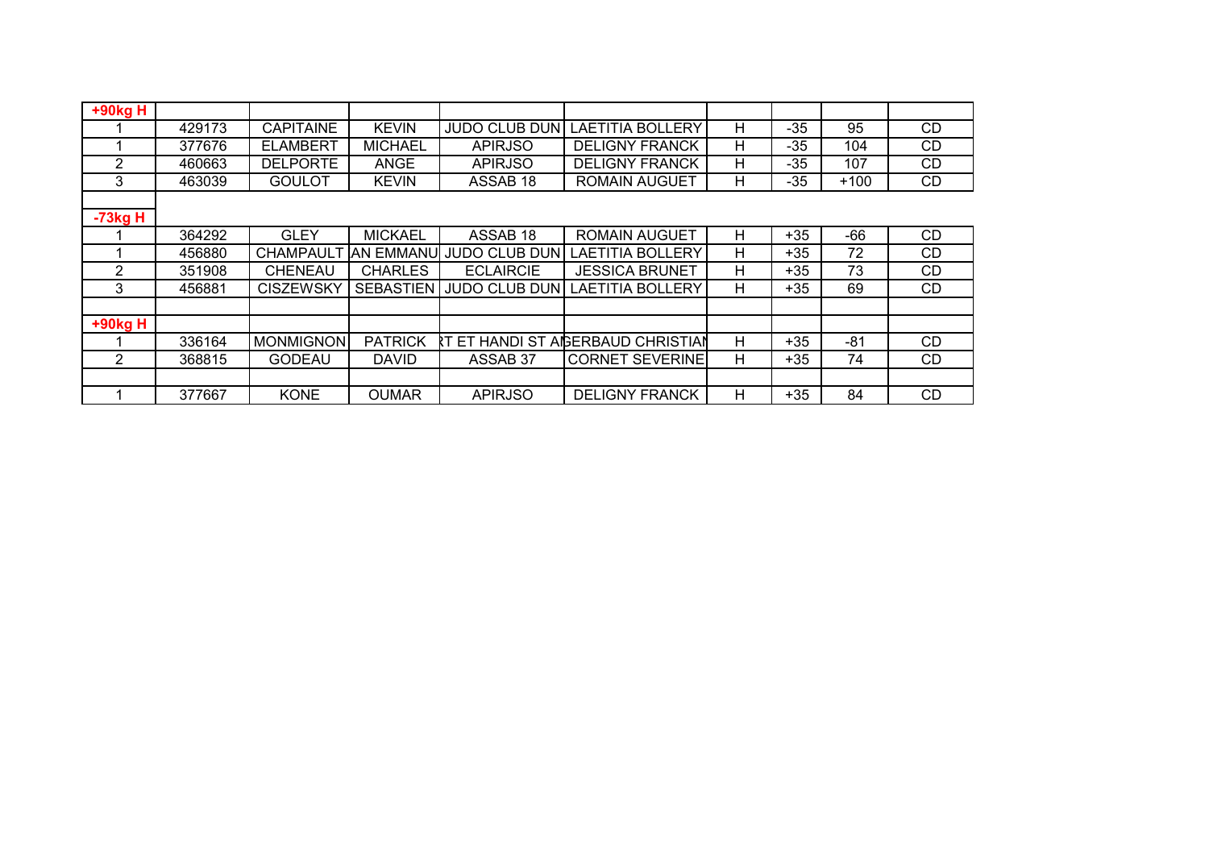| | | | | | | | | | |
|---|---|---|---|---|---|---|---|---|---|
| **+90kg H** | | | | | | | | | |
| 1 | 429173 | CAPITAINE | KEVIN | JUDO CLUB DUN | LAETITIA BOLLERY | H | -35 | 95 | CD |
| 1 | 377676 | ELAMBERT | MICHAEL | APIRJSO | DELIGNY FRANCK | H | -35 | 104 | CD |
| 2 | 460663 | DELPORTE | ANGE | APIRJSO | DELIGNY FRANCK | H | -35 | 107 | CD |
| 3 | 463039 | GOULOT | KEVIN | ASSAB 18 | ROMAIN AUGUET | H | -35 | +100 | CD |
| | | | | | | | | | |
| **-73kg H** | | | | | | | | | |
| 1 | 364292 | GLEY | MICKAEL | ASSAB 18 | ROMAIN AUGUET | H | +35 | -66 | CD |
| 1 | 456880 | CHAMPAULT | AN EMMANU | JUDO CLUB DUN | LAETITIA BOLLERY | H | +35 | 72 | CD |
| 2 | 351908 | CHENEAU | CHARLES | ECLAIRCIE | JESSICA BRUNET | H | +35 | 73 | CD |
| 3 | 456881 | CISZEWSKY | SEBASTIEN | JUDO CLUB DUN | LAETITIA BOLLERY | H | +35 | 69 | CD |
| | | | | | | | | | |
| **+90kg H** | | | | | | | | | |
| 1 | 336164 | MONMIGNON | PATRICK | RT ET HANDI ST A | GERBAUD CHRISTIAN | H | +35 | -81 | CD |
| 2 | 368815 | GODEAU | DAVID | ASSAB 37 | CORNET SEVERINE | H | +35 | 74 | CD |
| | | | | | | | | | |
| 1 | 377667 | KONE | OUMAR | APIRJSO | DELIGNY FRANCK | H | +35 | 84 | CD |